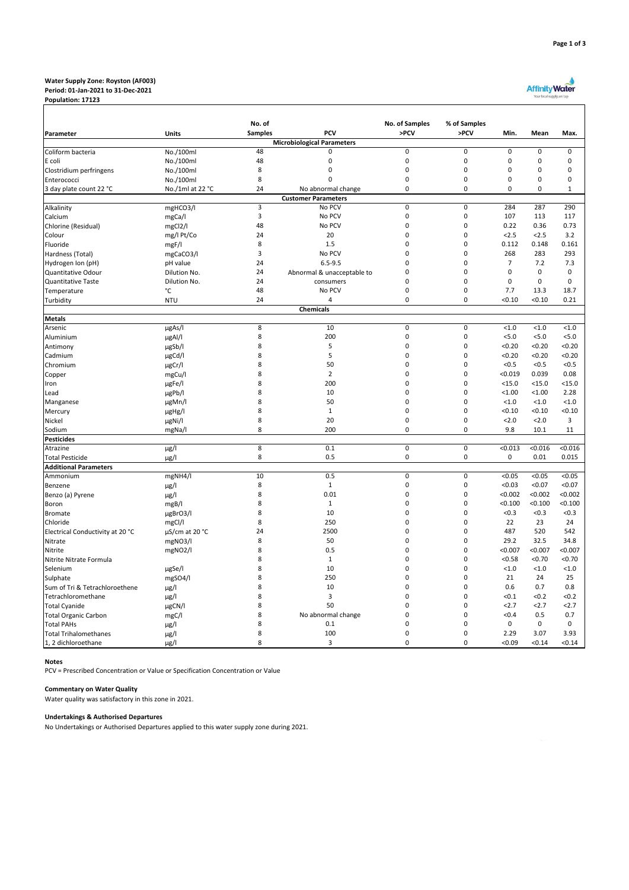**Water Supply Zone: Royston (AF003)**
**Period: 01-Jan-2021 to 31-Dec-2021**
**Population: 17123**

| Parameter | Units | No. of Samples | PCV | No. of Samples >PCV | % of Samples >PCV | Min. | Mean | Max. |
|---|---|---|---|---|---|---|---|---|
| **Microbiological Parameters** | | | | | | | | |
| Coliform bacteria | No./100ml | 48 | 0 | 0 | 0 | 0 | 0 | 0 |
| E coli | No./100ml | 48 | 0 | 0 | 0 | 0 | 0 | 0 |
| Clostridium perfringens | No./100ml | 8 | 0 | 0 | 0 | 0 | 0 | 0 |
| Enterococci | No./100ml | 8 | 0 | 0 | 0 | 0 | 0 | 0 |
| 3 day plate count 22 °C | No./1ml at 22 °C | 24 | No abnormal change | 0 | 0 | 0 | 0 | 1 |
| **Customer Parameters** | | | | | | | | |
| Alkalinity | mgHCO3/l | 3 | No PCV | 0 | 0 | 284 | 287 | 290 |
| Calcium | mgCa/l | 3 | No PCV | 0 | 0 | 107 | 113 | 117 |
| Chlorine (Residual) | mgCl2/l | 48 | No PCV | 0 | 0 | 0.22 | 0.36 | 0.73 |
| Colour | mg/l Pt/Co | 24 | 20 | 0 | 0 | <2.5 | <2.5 | 3.2 |
| Fluoride | mgF/l | 8 | 1.5 | 0 | 0 | 0.112 | 0.148 | 0.161 |
| Hardness (Total) | mgCaCO3/l | 3 | No PCV | 0 | 0 | 268 | 283 | 293 |
| Hydrogen Ion (pH) | pH value | 24 | 6.5-9.5 | 0 | 0 | 7 | 7.2 | 7.3 |
| Quantitative Odour | Dilution No. | 24 | Abnormal & unacceptable to | 0 | 0 | 0 | 0 | 0 |
| Quantitative Taste | Dilution No. | 24 | consumers | 0 | 0 | 0 | 0 | 0 |
| Temperature | °C | 48 | No PCV | 0 | 0 | 7.7 | 13.3 | 18.7 |
| Turbidity | NTU | 24 | 4 | 0 | 0 | <0.10 | <0.10 | 0.21 |
| **Chemicals** | | | | | | | | |
| **Metals** | | | | | | | | |
| Arsenic | µgAs/l | 8 | 10 | 0 | 0 | <1.0 | <1.0 | <1.0 |
| Aluminium | µgAl/l | 8 | 200 | 0 | 0 | <5.0 | <5.0 | <5.0 |
| Antimony | µgSb/l | 8 | 5 | 0 | 0 | <0.20 | <0.20 | <0.20 |
| Cadmium | µgCd/l | 8 | 5 | 0 | 0 | <0.20 | <0.20 | <0.20 |
| Chromium | µgCr/l | 8 | 50 | 0 | 0 | <0.5 | <0.5 | <0.5 |
| Copper | mgCu/l | 8 | 2 | 0 | 0 | <0.019 | 0.039 | 0.08 |
| Iron | µgFe/l | 8 | 200 | 0 | 0 | <15.0 | <15.0 | <15.0 |
| Lead | µgPb/l | 8 | 10 | 0 | 0 | <1.00 | <1.00 | 2.28 |
| Manganese | µgMn/l | 8 | 50 | 0 | 0 | <1.0 | <1.0 | <1.0 |
| Mercury | µgHg/l | 8 | 1 | 0 | 0 | <0.10 | <0.10 | <0.10 |
| Nickel | µgNi/l | 8 | 20 | 0 | 0 | <2.0 | <2.0 | 3 |
| Sodium | mgNa/l | 8 | 200 | 0 | 0 | 9.8 | 10.1 | 11 |
| **Pesticides** | | | | | | | | |
| Atrazine | µg/l | 8 | 0.1 | 0 | 0 | <0.013 | <0.016 | <0.016 |
| Total Pesticide | µg/l | 8 | 0.5 | 0 | 0 | 0 | 0.01 | 0.015 |
| **Additional Parameters** | | | | | | | | |
| Ammonium | mgNH4/l | 10 | 0.5 | 0 | 0 | <0.05 | <0.05 | <0.05 |
| Benzene | µg/l | 8 | 1 | 0 | 0 | <0.03 | <0.07 | <0.07 |
| Benzo (a) Pyrene | µg/l | 8 | 0.01 | 0 | 0 | <0.002 | <0.002 | <0.002 |
| Boron | mgB/l | 8 | 1 | 0 | 0 | <0.100 | <0.100 | <0.100 |
| Bromate | µgBrO3/l | 8 | 10 | 0 | 0 | <0.3 | <0.3 | <0.3 |
| Chloride | mgCl/l | 8 | 250 | 0 | 0 | 22 | 23 | 24 |
| Electrical Conductivity at 20 °C | µS/cm at 20 °C | 24 | 2500 | 0 | 0 | 487 | 520 | 542 |
| Nitrate | mgNO3/l | 8 | 50 | 0 | 0 | 29.2 | 32.5 | 34.8 |
| Nitrite | mgNO2/l | 8 | 0.5 | 0 | 0 | <0.007 | <0.007 | <0.007 |
| Nitrite Nitrate Formula | | 8 | 1 | 0 | 0 | <0.58 | <0.70 | <0.70 |
| Selenium | µgSe/l | 8 | 10 | 0 | 0 | <1.0 | <1.0 | <1.0 |
| Sulphate | mgSO4/l | 8 | 250 | 0 | 0 | 21 | 24 | 25 |
| Sum of Tri & Tetrachloroethene | µg/l | 8 | 10 | 0 | 0 | 0.6 | 0.7 | 0.8 |
| Tetrachloromethane | µg/l | 8 | 3 | 0 | 0 | <0.1 | <0.2 | <0.2 |
| Total Cyanide | µgCN/l | 8 | 50 | 0 | 0 | <2.7 | <2.7 | <2.7 |
| Total Organic Carbon | mgC/l | 8 | No abnormal change | 0 | 0 | <0.4 | 0.5 | 0.7 |
| Total PAHs | µg/l | 8 | 0.1 | 0 | 0 | 0 | 0 | 0 |
| Total Trihalomethanes | µg/l | 8 | 100 | 0 | 0 | 2.29 | 3.07 | 3.93 |
| 1, 2 dichloroethane | µg/l | 8 | 3 | 0 | 0 | <0.09 | <0.14 | <0.14 |

**Notes**

PCV = Prescribed Concentration or Value or Specification Concentration or Value

**Commentary on Water Quality**

Water quality was satisfactory in this zone in 2021.

**Undertakings & Authorised Departures**

No Undertakings or Authorised Departures applied to this water supply zone during 2021.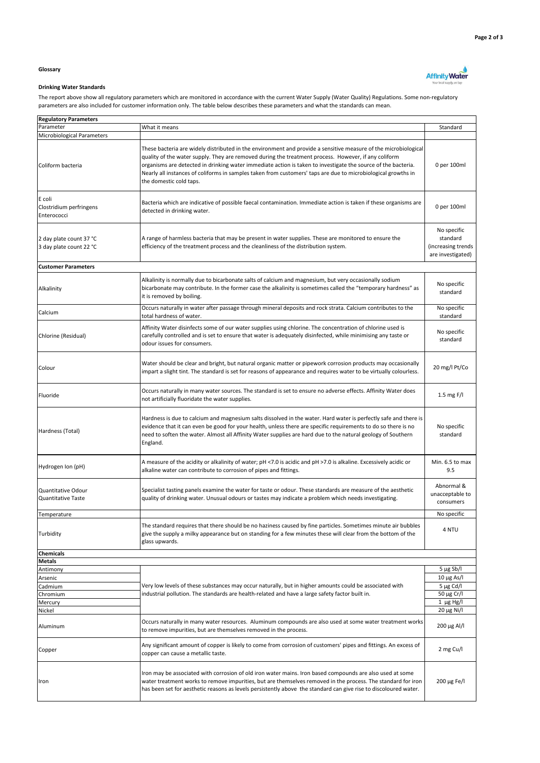**Glossary**

**Drinking Water Standards**

The report above show all regulatory parameters which are monitored in accordance with the current Water Supply (Water Quality) Regulations. Some non-regulatory parameters are also included for customer information only. The table below describes these parameters and what the standards can mean.

| **Regulatory Parameters** | | |
|---|---|---|
| Parameter | What it means | Standard |
| Microbiological Parameters | | |
| Coliform bacteria | These bacteria are widely distributed in the environment and provide a sensitive measure of the microbiological quality of the water supply. They are removed during the treatment process. However, if any coliform organisms are detected in drinking water immediate action is taken to investigate the source of the bacteria. Nearly all instances of coliforms in samples taken from customers' taps are due to microbiological growths in the domestic cold taps. | 0 per 100ml |
| E coli<br>Clostridium perfringens<br>Enterococci | Bacteria which are indicative of possible faecal contamination. Immediate action is taken if these organisms are detected in drinking water. | 0 per 100ml |
| 2 day plate count 37 °C<br>3 day plate count 22 °C | A range of harmless bacteria that may be present in water supplies. These are monitored to ensure the efficiency of the treatment process and the cleanliness of the distribution system. | No specific standard (increasing trends are investigated) |
| **Customer Parameters** | | |
| Alkalinity | Alkalinity is normally due to bicarbonate salts of calcium and magnesium, but very occasionally sodium bicarbonate may contribute. In the former case the alkalinity is sometimes called the "temporary hardness" as it is removed by boiling. | No specific standard |
| Calcium | Occurs naturally in water after passage through mineral deposits and rock strata. Calcium contributes to the total hardness of water. | No specific standard |
| Chlorine (Residual) | Affinity Water disinfects some of our water supplies using chlorine. The concentration of chlorine used is carefully controlled and is set to ensure that water is adequately disinfected, while minimising any taste or odour issues for consumers. | No specific standard |
| Colour | Water should be clear and bright, but natural organic matter or pipework corrosion products may occasionally impart a slight tint. The standard is set for reasons of appearance and requires water to be virtually colourless. | 20 mg/l Pt/Co |
| Fluoride | Occurs naturally in many water sources. The standard is set to ensure no adverse effects. Affinity Water does not artificially fluoridate the water supplies. | 1.5 mg F/l |
| Hardness (Total) | Hardness is due to calcium and magnesium salts dissolved in the water. Hard water is perfectly safe and there is evidence that it can even be good for your health, unless there are specific requirements to do so there is no need to soften the water. Almost all Affinity Water supplies are hard due to the natural geology of Southern England. | No specific standard |
| Hydrogen Ion (pH) | A measure of the acidity or alkalinity of water; pH <7.0 is acidic and pH >7.0 is alkaline. Excessively acidic or alkaline water can contribute to corrosion of pipes and fittings. | Min. 6.5 to max 9.5 |
| Quantitative Odour<br>Quantitative Taste | Specialist tasting panels examine the water for taste or odour. These standards are measure of the aesthetic quality of drinking water. Unusual odours or tastes may indicate a problem which needs investigating. | Abnormal & unacceptable to consumers |
| Temperature | | No specific |
| Turbidity | The standard requires that there should be no haziness caused by fine particles. Sometimes minute air bubbles give the supply a milky appearance but on standing for a few minutes these will clear from the bottom of the glass upwards. | 4 NTU |
| **Chemicals** | | |
| **Metals** | | |
| Antimony | Very low levels of these substances may occur naturally, but in higher amounts could be associated with industrial pollution. The standards are health-related and have a large safety factor built in. | 5 µg Sb/l |
| Arsenic | | 10 µg As/l |
| Cadmium | | 5 µg Cd/l |
| Chromium | | 50 µg Cr/l |
| Mercury | | 1 µg Hg/l |
| Nickel | | 20 µg Ni/l |
| Aluminum | Occurs naturally in many water resources. Aluminum compounds are also used at some water treatment works to remove impurities, but are themselves removed in the process. | 200 µg Al/l |
| Copper | Any significant amount of copper is likely to come from corrosion of customers' pipes and fittings. An excess of copper can cause a metallic taste. | 2 mg Cu/l |
| Iron | Iron may be associated with corrosion of old iron water mains. Iron based compounds are also used at some water treatment works to remove impurities, but are themselves removed in the process. The standard for iron has been set for aesthetic reasons as levels persistently above the standard can give rise to discoloured water. | 200 µg Fe/l |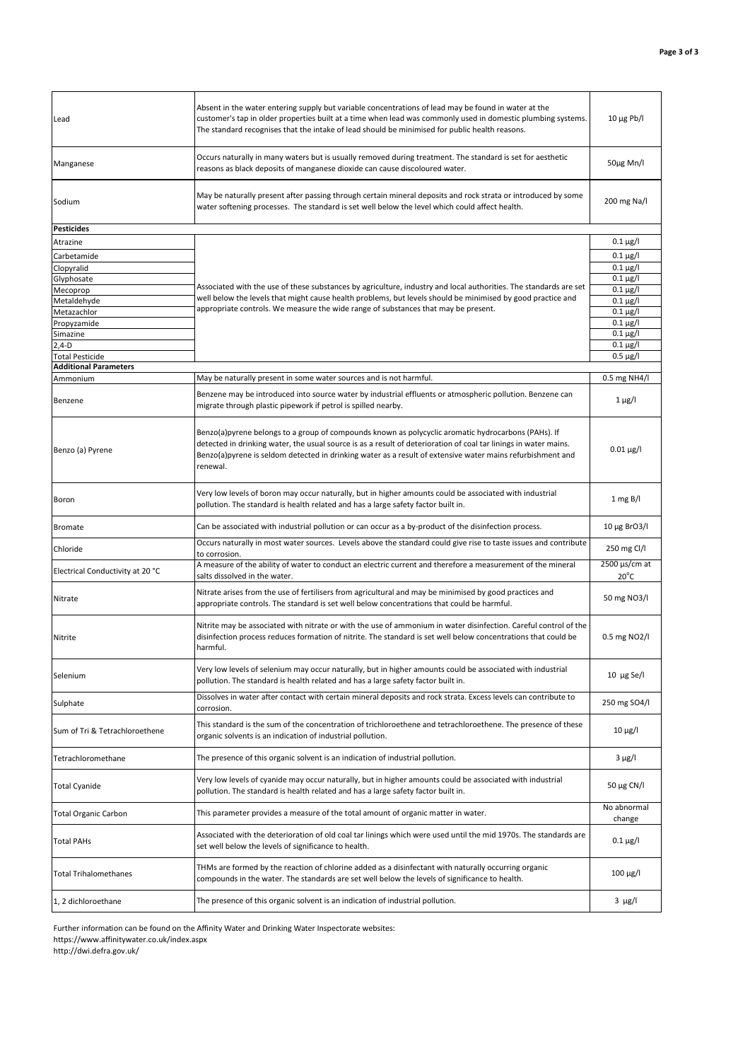| | | |
|---|---|---|
| Lead | Absent in the water entering supply but variable concentrations of lead may be found in water at the customer's tap in older properties built at a time when lead was commonly used in domestic plumbing systems. The standard recognises that the intake of lead should be minimised for public health reasons. | 10 µg Pb/l |
| Manganese | Occurs naturally in many waters but is usually removed during treatment. The standard is set for aesthetic reasons as black deposits of manganese dioxide can cause discoloured water. | 50µg Mn/l |
| Sodium | May be naturally present after passing through certain mineral deposits and rock strata or introduced by some water softening processes. The standard is set well below the level which could affect health. | 200 mg Na/l |
| **Pesticides** | | |
| Atrazine | Associated with the use of these substances by agriculture, industry and local authorities. The standards are set well below the levels that might cause health problems, but levels should be minimised by good practice and appropriate controls. We measure the wide range of substances that may be present. | 0.1 µg/l |
| Carbetamide | | 0.1 µg/l |
| Clopyralid | | 0.1 µg/l |
| Glyphosate | | 0.1 µg/l |
| Mecoprop | | 0.1 µg/l |
| Metaldehyde | | 0.1 µg/l |
| Metazachlor | | 0.1 µg/l |
| Propyzamide | | 0.1 µg/l |
| Simazine | | 0.1 µg/l |
| 2,4-D | | 0.1 µg/l |
| Total Pesticide | | 0.5 µg/l |
| **Additional Parameters** | | |
| Ammonium | May be naturally present in some water sources and is not harmful. | 0.5 mg NH4/l |
| Benzene | Benzene may be introduced into source water by industrial effluents or atmospheric pollution. Benzene can migrate through plastic pipework if petrol is spilled nearby. | 1 µg/l |
| Benzo (a) Pyrene | Benzo(a)pyrene belongs to a group of compounds known as polycyclic aromatic hydrocarbons (PAHs). If detected in drinking water, the usual source is as a result of deterioration of coal tar linings in water mains. Benzo(a)pyrene is seldom detected in drinking water as a result of extensive water mains refurbishment and renewal. | 0.01 µg/l |
| Boron | Very low levels of boron may occur naturally, but in higher amounts could be associated with industrial pollution. The standard is health related and has a large safety factor built in. | 1 mg B/l |
| Bromate | Can be associated with industrial pollution or can occur as a by-product of the disinfection process. | 10 µg BrO3/l |
| Chloride | Occurs naturally in most water sources. Levels above the standard could give rise to taste issues and contribute to corrosion. | 250 mg Cl/l |
| Electrical Conductivity at 20 °C | A measure of the ability of water to conduct an electric current and therefore a measurement of the mineral salts dissolved in the water. | 2500 µs/cm at 20°C |
| Nitrate | Nitrate arises from the use of fertilisers from agricultural and may be minimised by good practices and appropriate controls. The standard is set well below concentrations that could be harmful. | 50 mg NO3/l |
| Nitrite | Nitrite may be associated with nitrate or with the use of ammonium in water disinfection. Careful control of the disinfection process reduces formation of nitrite. The standard is set well below concentrations that could be harmful. | 0.5 mg NO2/l |
| Selenium | Very low levels of selenium may occur naturally, but in higher amounts could be associated with industrial pollution. The standard is health related and has a large safety factor built in. | 10 µg Se/l |
| Sulphate | Dissolves in water after contact with certain mineral deposits and rock strata. Excess levels can contribute to corrosion. | 250 mg SO4/l |
| Sum of Tri & Tetrachloroethene | This standard is the sum of the concentration of trichloroethene and tetrachloroethene. The presence of these organic solvents is an indication of industrial pollution. | 10 µg/l |
| Tetrachloromethane | The presence of this organic solvent is an indication of industrial pollution. | 3 µg/l |
| Total Cyanide | Very low levels of cyanide may occur naturally, but in higher amounts could be associated with industrial pollution. The standard is health related and has a large safety factor built in. | 50 µg CN/l |
| Total Organic Carbon | This parameter provides a measure of the total amount of organic matter in water. | No abnormal change |
| Total PAHs | Associated with the deterioration of old coal tar linings which were used until the mid 1970s. The standards are set well below the levels of significance to health. | 0.1 µg/l |
| Total Trihalomethanes | THMs are formed by the reaction of chlorine added as a disinfectant with naturally occurring organic compounds in the water. The standards are set well below the levels of significance to health. | 100 µg/l |
| 1, 2 dichloroethane | The presence of this organic solvent is an indication of industrial pollution. | 3 µg/l |

Further information can be found on the Affinity Water and Drinking Water Inspectorate websites:
https://www.affinitywater.co.uk/index.aspx
http://dwi.defra.gov.uk/